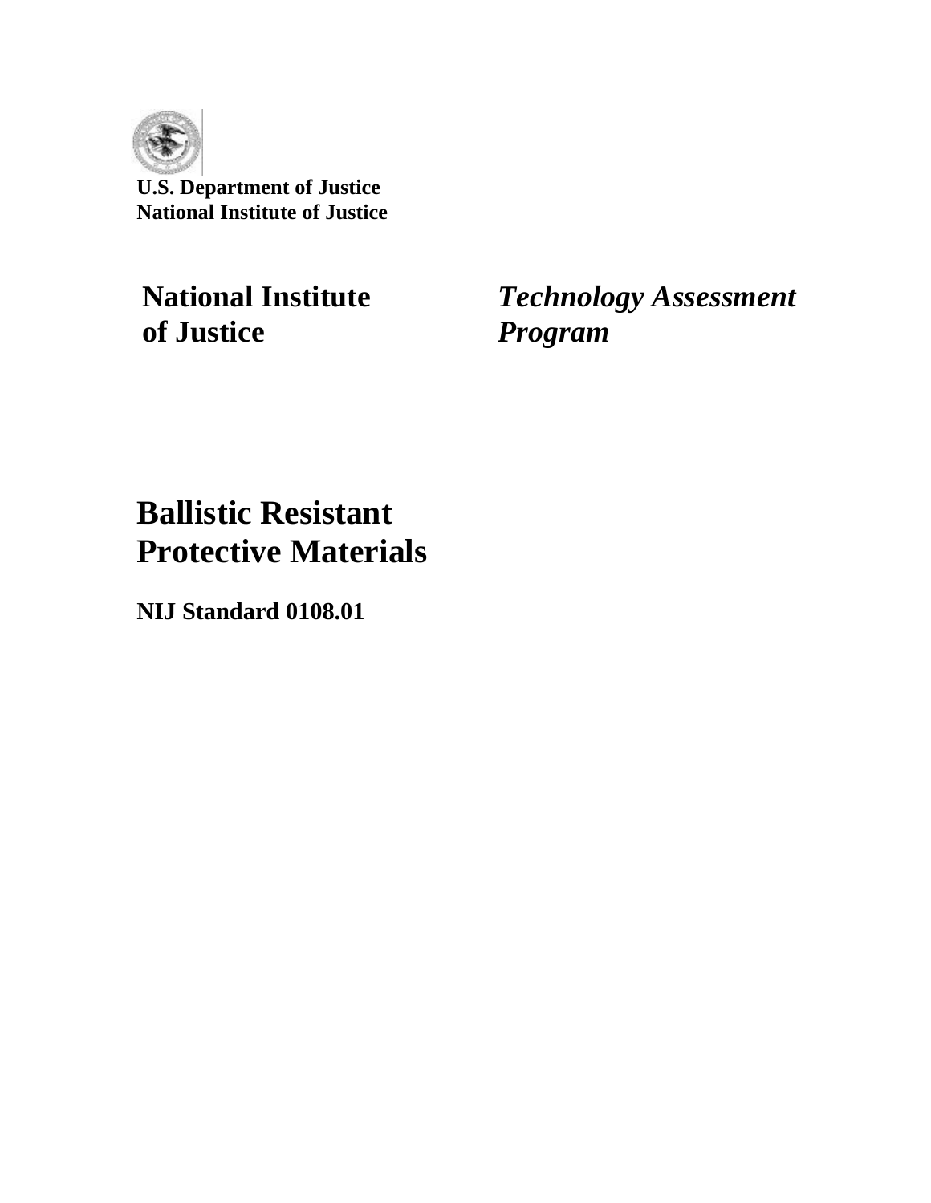**U.S. Department of Justice**
**National Institute of Justice**

**National Institute of Justice**

***Technology Assessment Program***

# Ballistic Resistant Protective Materials

**NIJ Standard 0108.01**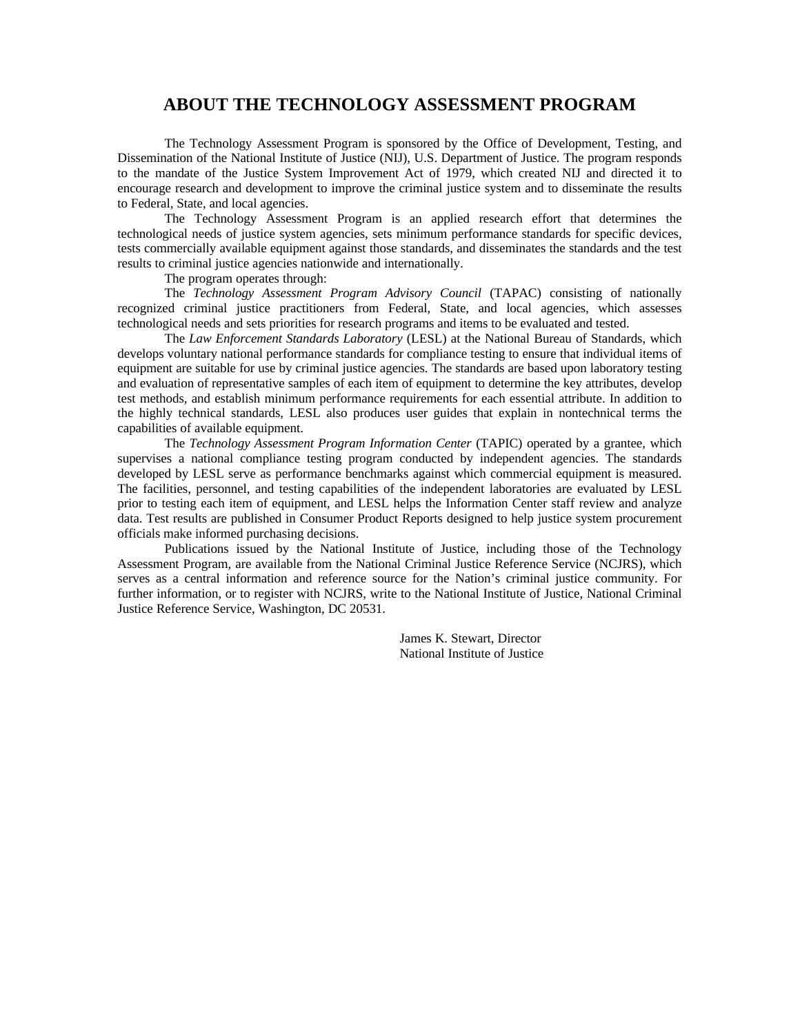# ABOUT THE TECHNOLOGY ASSESSMENT PROGRAM

The Technology Assessment Program is sponsored by the Office of Development, Testing, and Dissemination of the National Institute of Justice (NIJ), U.S. Department of Justice. The program responds to the mandate of the Justice System Improvement Act of 1979, which created NIJ and directed it to encourage research and development to improve the criminal justice system and to disseminate the results to Federal, State, and local agencies.

The Technology Assessment Program is an applied research effort that determines the technological needs of justice system agencies, sets minimum performance standards for specific devices, tests commercially available equipment against those standards, and disseminates the standards and the test results to criminal justice agencies nationwide and internationally.

The program operates through:

The *Technology Assessment Program Advisory Council* (TAPAC) consisting of nationally recognized criminal justice practitioners from Federal, State, and local agencies, which assesses technological needs and sets priorities for research programs and items to be evaluated and tested.

The *Law Enforcement Standards Laboratory* (LESL) at the National Bureau of Standards, which develops voluntary national performance standards for compliance testing to ensure that individual items of equipment are suitable for use by criminal justice agencies. The standards are based upon laboratory testing and evaluation of representative samples of each item of equipment to determine the key attributes, develop test methods, and establish minimum performance requirements for each essential attribute. In addition to the highly technical standards, LESL also produces user guides that explain in nontechnical terms the capabilities of available equipment.

The *Technology Assessment Program Information Center* (TAPIC) operated by a grantee, which supervises a national compliance testing program conducted by independent agencies. The standards developed by LESL serve as performance benchmarks against which commercial equipment is measured. The facilities, personnel, and testing capabilities of the independent laboratories are evaluated by LESL prior to testing each item of equipment, and LESL helps the Information Center staff review and analyze data. Test results are published in Consumer Product Reports designed to help justice system procurement officials make informed purchasing decisions.

Publications issued by the National Institute of Justice, including those of the Technology Assessment Program, are available from the National Criminal Justice Reference Service (NCJRS), which serves as a central information and reference source for the Nation's criminal justice community. For further information, or to register with NCJRS, write to the National Institute of Justice, National Criminal Justice Reference Service, Washington, DC 20531.

James K. Stewart, Director
National Institute of Justice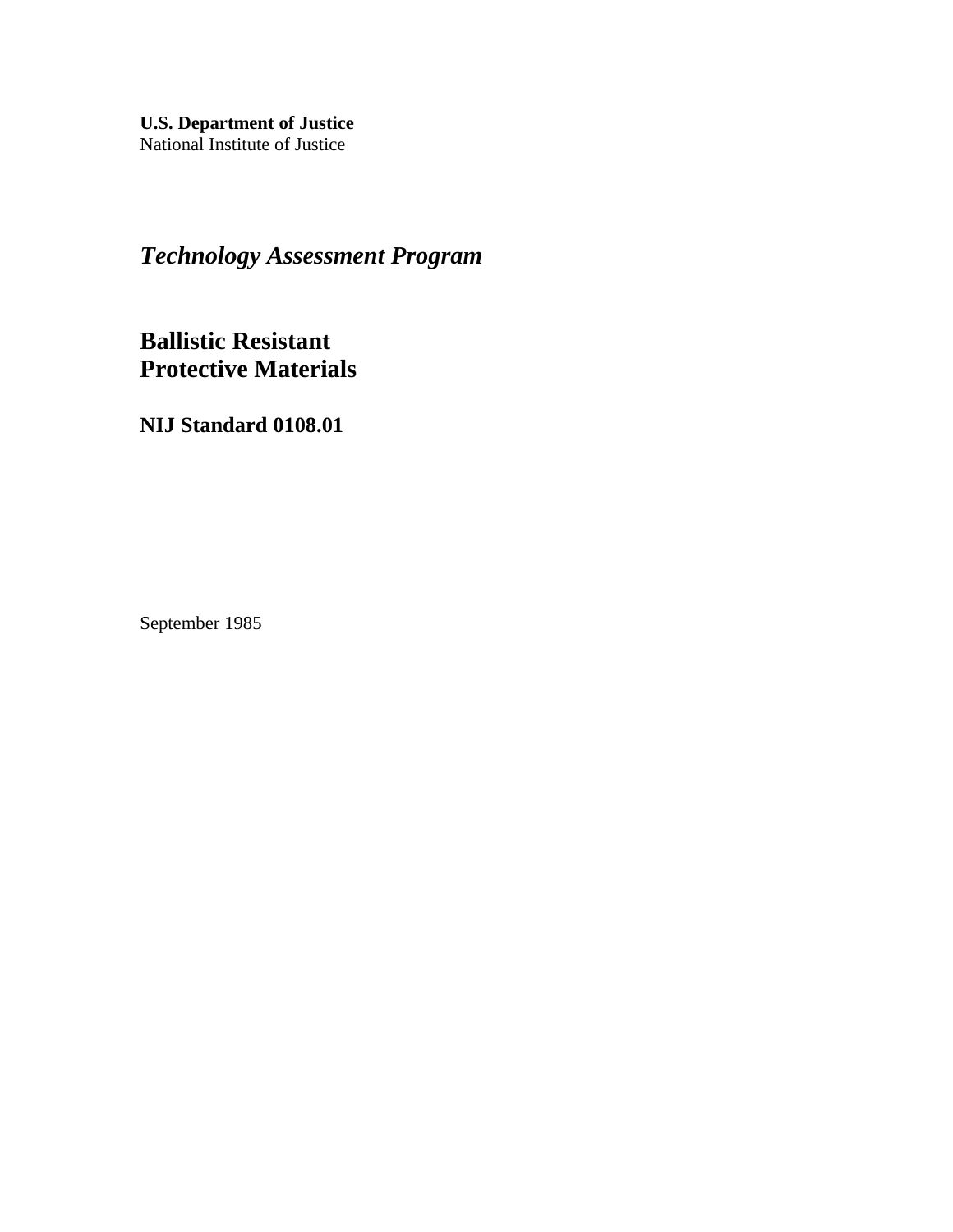**U.S. Department of Justice**
National Institute of Justice

## *Technology Assessment Program*

# Ballistic Resistant Protective Materials

## NIJ Standard 0108.01

September 1985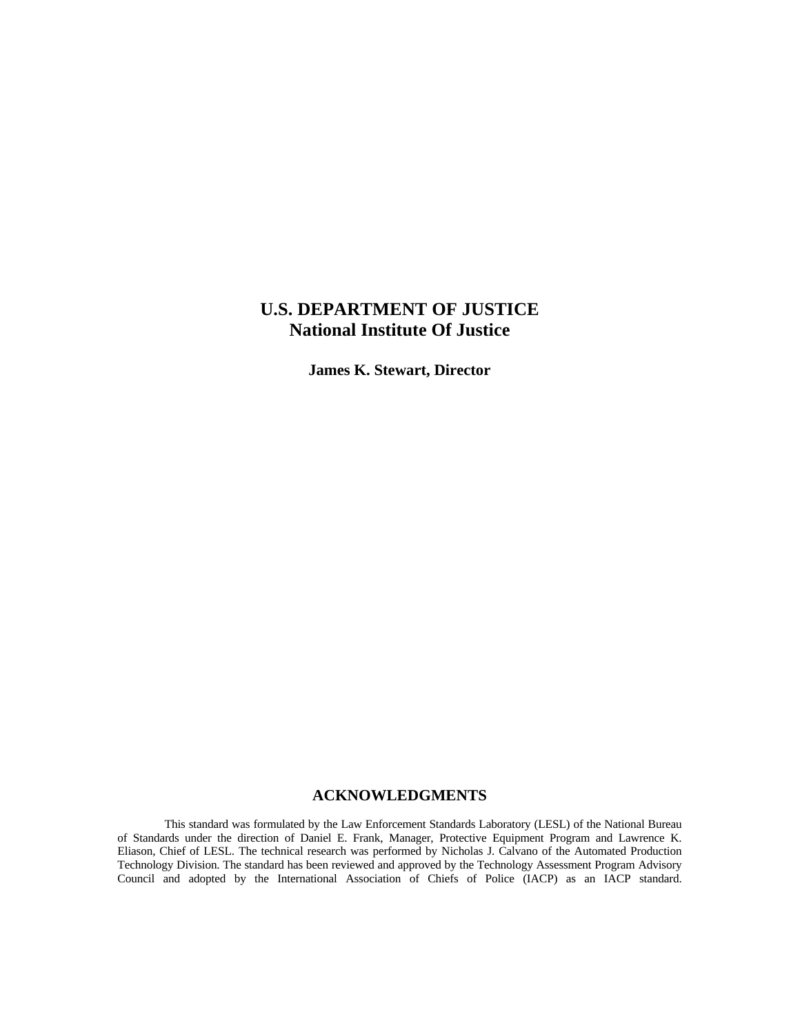**U.S. DEPARTMENT OF JUSTICE**
**National Institute Of Justice**

**James K. Stewart, Director**

## ACKNOWLEDGMENTS

This standard was formulated by the Law Enforcement Standards Laboratory (LESL) of the National Bureau of Standards under the direction of Daniel E. Frank, Manager, Protective Equipment Program and Lawrence K. Eliason, Chief of LESL. The technical research was performed by Nicholas J. Calvano of the Automated Production Technology Division. The standard has been reviewed and approved by the Technology Assessment Program Advisory Council and adopted by the International Association of Chiefs of Police (IACP) as an IACP standard.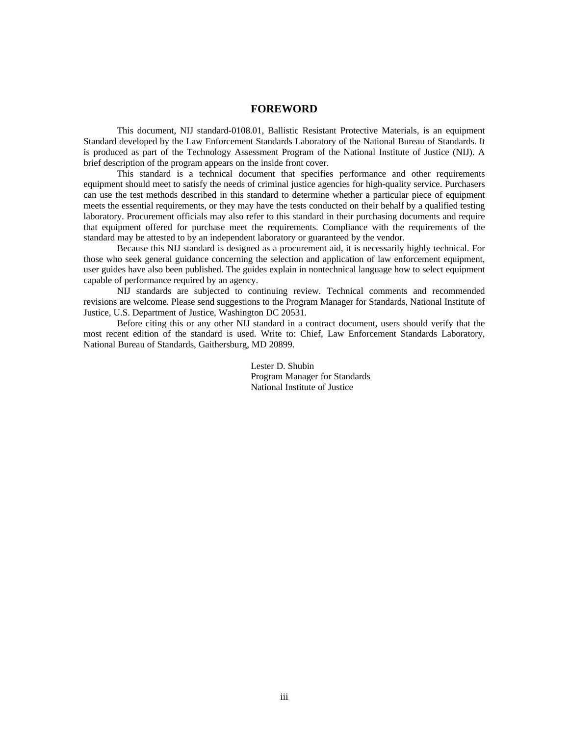# FOREWORD

This document, NIJ standard-0108.01, Ballistic Resistant Protective Materials, is an equipment Standard developed by the Law Enforcement Standards Laboratory of the National Bureau of Standards. It is produced as part of the Technology Assessment Program of the National Institute of Justice (NIJ). A brief description of the program appears on the inside front cover.

This standard is a technical document that specifies performance and other requirements equipment should meet to satisfy the needs of criminal justice agencies for high-quality service. Purchasers can use the test methods described in this standard to determine whether a particular piece of equipment meets the essential requirements, or they may have the tests conducted on their behalf by a qualified testing laboratory. Procurement officials may also refer to this standard in their purchasing documents and require that equipment offered for purchase meet the requirements. Compliance with the requirements of the standard may be attested to by an independent laboratory or guaranteed by the vendor.

Because this NIJ standard is designed as a procurement aid, it is necessarily highly technical. For those who seek general guidance concerning the selection and application of law enforcement equipment, user guides have also been published. The guides explain in nontechnical language how to select equipment capable of performance required by an agency.

NIJ standards are subjected to continuing review. Technical comments and recommended revisions are welcome. Please send suggestions to the Program Manager for Standards, National Institute of Justice, U.S. Department of Justice, Washington DC 20531.

Before citing this or any other NIJ standard in a contract document, users should verify that the most recent edition of the standard is used. Write to: Chief, Law Enforcement Standards Laboratory, National Bureau of Standards, Gaithersburg, MD 20899.

Lester D. Shubin
Program Manager for Standards
National Institute of Justice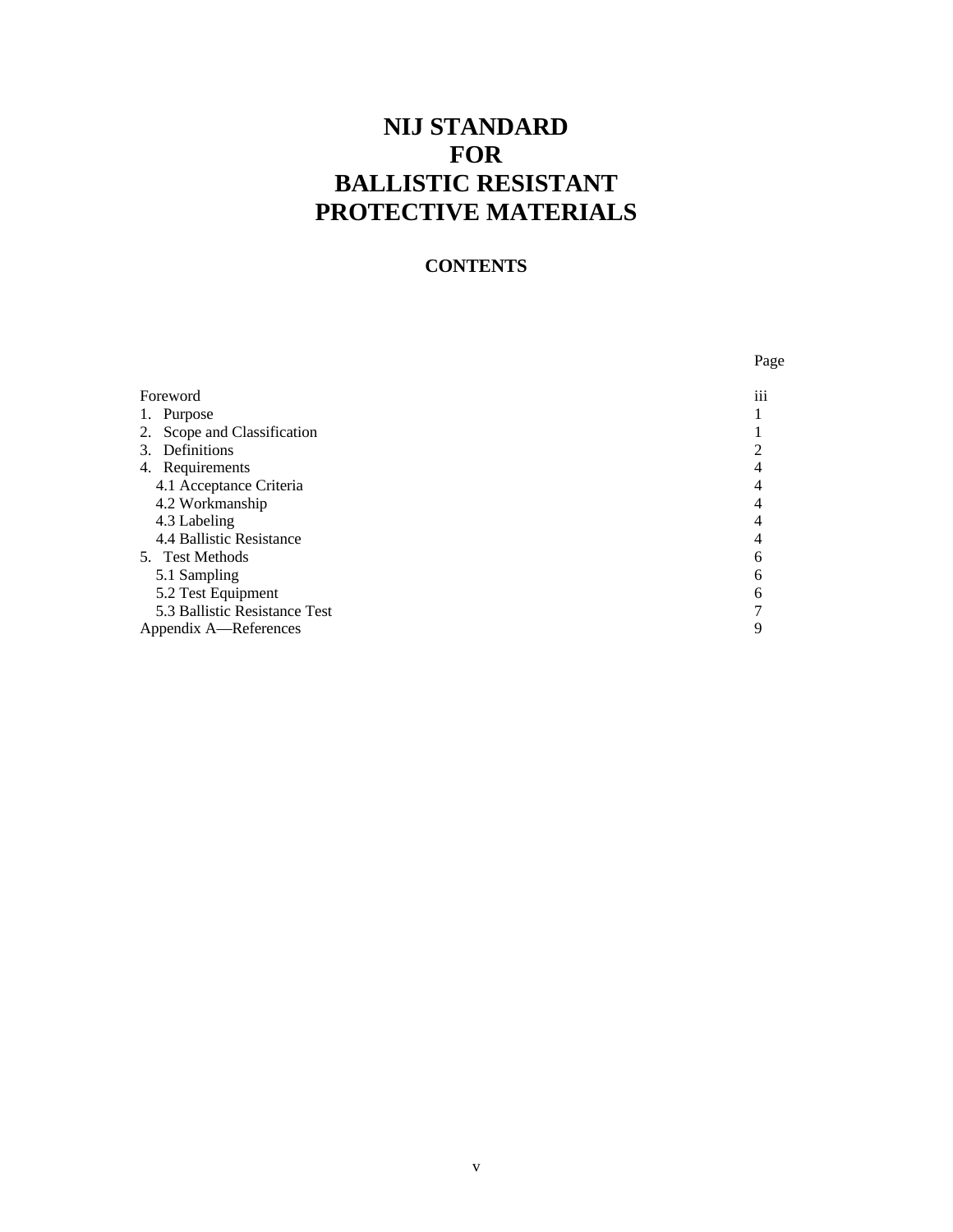# NIJ STANDARD FOR BALLISTIC RESISTANT PROTECTIVE MATERIALS

## CONTENTS

| | Page |
|---|---|
| Foreword | iii |
| 1. Purpose | 1 |
| 2. Scope and Classification | 1 |
| 3. Definitions | 2 |
| 4. Requirements | 4 |
| 4.1 Acceptance Criteria | 4 |
| 4.2 Workmanship | 4 |
| 4.3 Labeling | 4 |
| 4.4 Ballistic Resistance | 4 |
| 5. Test Methods | 6 |
| 5.1 Sampling | 6 |
| 5.2 Test Equipment | 6 |
| 5.3 Ballistic Resistance Test | 7 |
| Appendix A—References | 9 |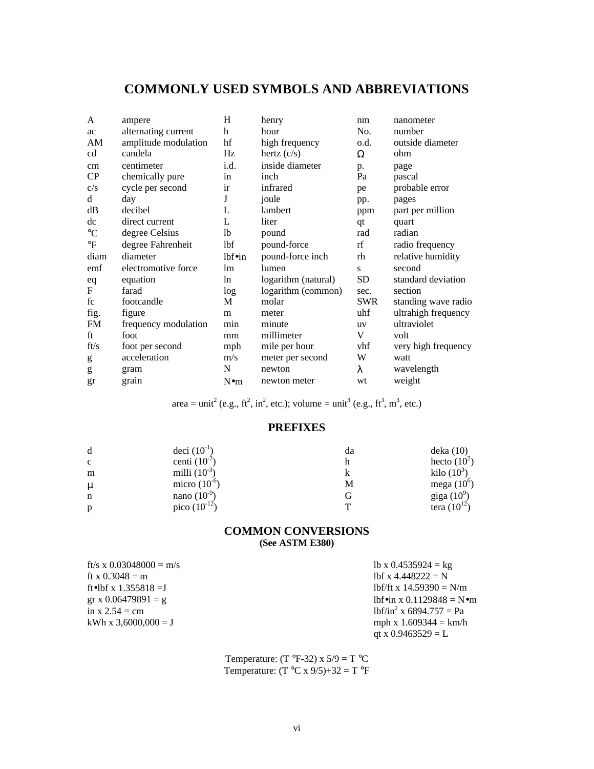# COMMONLY USED SYMBOLS AND ABBREVIATIONS

| | | | | | |
|---|---|---|---|---|---|
| A | ampere | H | henry | nm | nanometer |
| ac | alternating current | h | hour | No. | number |
| AM | amplitude modulation | hf | high frequency | o.d. | outside diameter |
| cd | candela | Hz | hertz (c/s) | Ω | ohm |
| cm | centimeter | i.d. | inside diameter | p. | page |
| CP | chemically pure | in | inch | Pa | pascal |
| c/s | cycle per second | ir | infrared | pe | probable error |
| d | day | J | joule | pp. | pages |
| dB | decibel | L | lambert | ppm | part per million |
| dc | direct current | L | liter | qt | quart |
| °C | degree Celsius | lb | pound | rad | radian |
| °F | degree Fahrenheit | lbf | pound-force | rf | radio frequency |
| diam | diameter | lbf•in | pound-force inch | rh | relative humidity |
| emf | electromotive force | lm | lumen | s | second |
| eq | equation | ln | logarithm (natural) | SD | standard deviation |
| F | farad | log | logarithm (common) | sec. | section |
| fc | footcandle | M | molar | SWR | standing wave radio |
| fig. | figure | m | meter | uhf | ultrahigh frequency |
| FM | frequency modulation | min | minute | uv | ultraviolet |
| ft | foot | mm | millimeter | V | volt |
| ft/s | foot per second | mph | mile per hour | vhf | very high frequency |
| g | acceleration | m/s | meter per second | W | watt |
| g | gram | N | newton | λ | wavelength |
| gr | grain | N•m | newton meter | wt | weight |

area = unit$^2$ (e.g., ft$^2$, in$^2$, etc.); volume = unit$^3$ (e.g., ft$^3$, m$^3$, etc.)

## PREFIXES

| | | | |
|---|---|---|---|
| d | deci ($10^{-1}$) | da | deka (10) |
| c | centi ($10^{-2}$) | h | hecto ($10^{2}$) |
| m | milli ($10^{-3}$) | k | kilo ($10^{3}$) |
| μ | micro ($10^{-6}$) | M | mega ($10^{6}$) |
| n | nano ($10^{-9}$) | G | giga ($10^{9}$) |
| p | pico ($10^{-12}$) | T | tera ($10^{12}$) |

## COMMON CONVERSIONS

**(See ASTM E380)**

ft/s x 0.03048000 = m/s
ft x 0.3048 = m
ft•lbf x 1.355818 =J
gr x 0.06479891 = g
in x 2.54 = cm
kWh x 3,6000,000 = J

lb x 0.4535924 = kg
lbf x 4.448222 = N
lbf/ft x 14.59390 = N/m
lbf•in x 0.1129848 = N•m
lbf/in$^2$ x 6894.757 = Pa
mph x 1.609344 = km/h
qt x 0.9463529 = L

Temperature: (T °F-32) x 5/9 = T °C
Temperature: (T °C x 9/5)+32 = T °F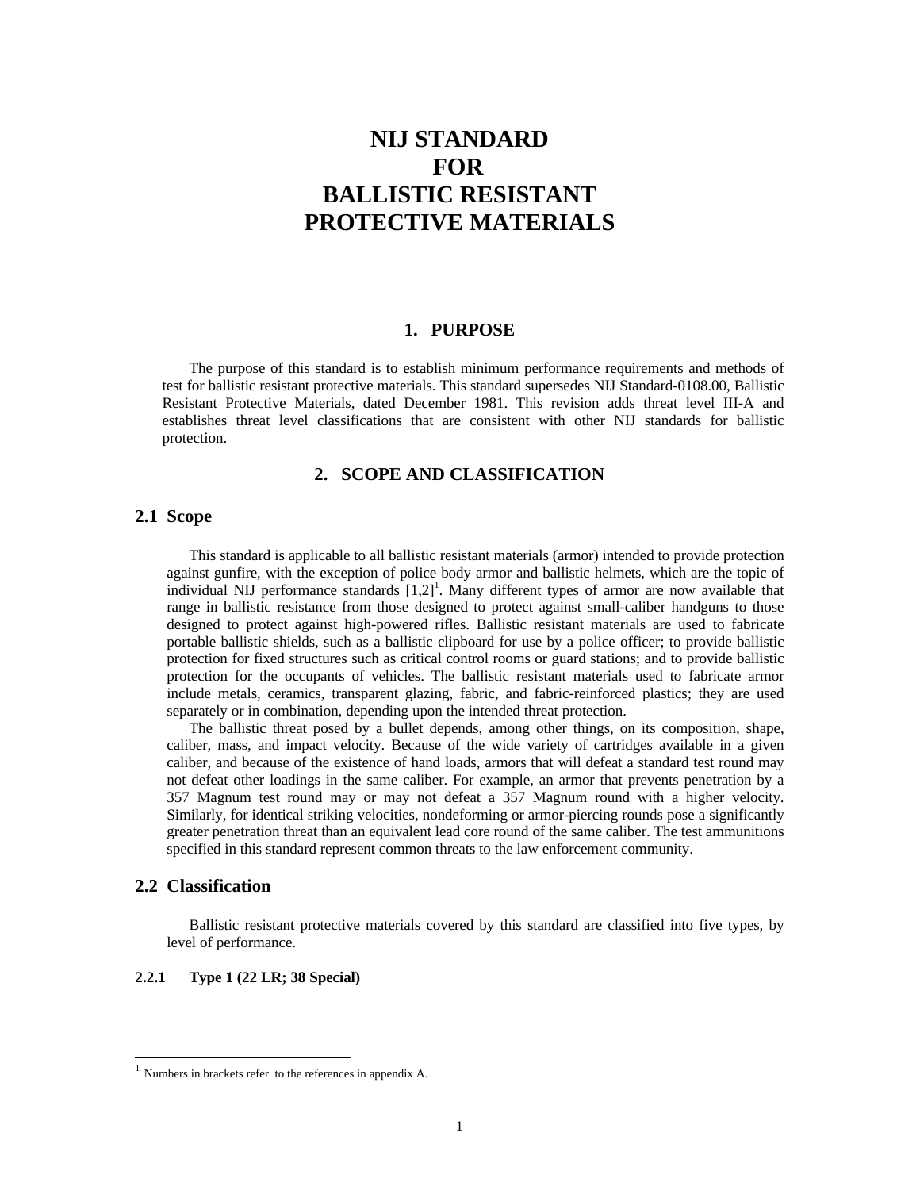# NIJ STANDARD FOR BALLISTIC RESISTANT PROTECTIVE MATERIALS

## 1. PURPOSE

The purpose of this standard is to establish minimum performance requirements and methods of test for ballistic resistant protective materials. This standard supersedes NIJ Standard-0108.00, Ballistic Resistant Protective Materials, dated December 1981. This revision adds threat level III-A and establishes threat level classifications that are consistent with other NIJ standards for ballistic protection.

## 2. SCOPE AND CLASSIFICATION

### 2.1 Scope

This standard is applicable to all ballistic resistant materials (armor) intended to provide protection against gunfire, with the exception of police body armor and ballistic helmets, which are the topic of individual NIJ performance standards [1,2][1]. Many different types of armor are now available that range in ballistic resistance from those designed to protect against small-caliber handguns to those designed to protect against high-powered rifles. Ballistic resistant materials are used to fabricate portable ballistic shields, such as a ballistic clipboard for use by a police officer; to provide ballistic protection for fixed structures such as critical control rooms or guard stations; and to provide ballistic protection for the occupants of vehicles. The ballistic resistant materials used to fabricate armor include metals, ceramics, transparent glazing, fabric, and fabric-reinforced plastics; they are used separately or in combination, depending upon the intended threat protection.

The ballistic threat posed by a bullet depends, among other things, on its composition, shape, caliber, mass, and impact velocity. Because of the wide variety of cartridges available in a given caliber, and because of the existence of hand loads, armors that will defeat a standard test round may not defeat other loadings in the same caliber. For example, an armor that prevents penetration by a 357 Magnum test round may or may not defeat a 357 Magnum round with a higher velocity. Similarly, for identical striking velocities, nondeforming or armor-piercing rounds pose a significantly greater penetration threat than an equivalent lead core round of the same caliber. The test ammunitions specified in this standard represent common threats to the law enforcement community.

### 2.2 Classification

Ballistic resistant protective materials covered by this standard are classified into five types, by level of performance.

#### 2.2.1 Type 1 (22 LR; 38 Special)

[1] Numbers in brackets refer to the references in appendix A.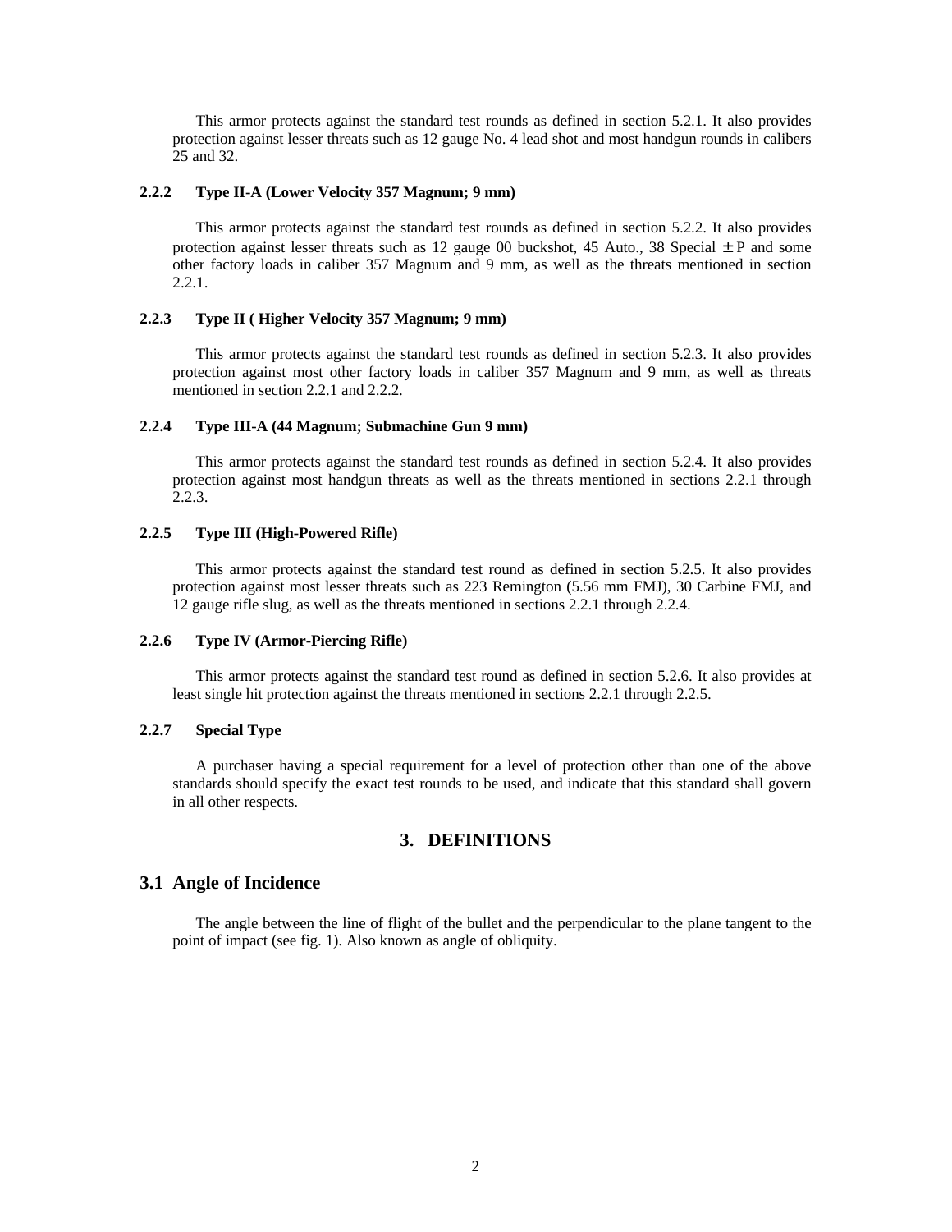This armor protects against the standard test rounds as defined in section 5.2.1. It also provides protection against lesser threats such as 12 gauge No. 4 lead shot and most handgun rounds in calibers 25 and 32.

#### 2.2.2 Type II-A (Lower Velocity 357 Magnum; 9 mm)

This armor protects against the standard test rounds as defined in section 5.2.2. It also provides protection against lesser threats such as 12 gauge 00 buckshot, 45 Auto., 38 Special ± P and some other factory loads in caliber 357 Magnum and 9 mm, as well as the threats mentioned in section 2.2.1.

#### 2.2.3 Type II ( Higher Velocity 357 Magnum; 9 mm)

This armor protects against the standard test rounds as defined in section 5.2.3. It also provides protection against most other factory loads in caliber 357 Magnum and 9 mm, as well as threats mentioned in section 2.2.1 and 2.2.2.

#### 2.2.4 Type III-A (44 Magnum; Submachine Gun 9 mm)

This armor protects against the standard test rounds as defined in section 5.2.4. It also provides protection against most handgun threats as well as the threats mentioned in sections 2.2.1 through 2.2.3.

#### 2.2.5 Type III (High-Powered Rifle)

This armor protects against the standard test round as defined in section 5.2.5. It also provides protection against most lesser threats such as 223 Remington (5.56 mm FMJ), 30 Carbine FMJ, and 12 gauge rifle slug, as well as the threats mentioned in sections 2.2.1 through 2.2.4.

#### 2.2.6 Type IV (Armor-Piercing Rifle)

This armor protects against the standard test round as defined in section 5.2.6. It also provides at least single hit protection against the threats mentioned in sections 2.2.1 through 2.2.5.

#### 2.2.7 Special Type

A purchaser having a special requirement for a level of protection other than one of the above standards should specify the exact test rounds to be used, and indicate that this standard shall govern in all other respects.

## 3. DEFINITIONS

### 3.1 Angle of Incidence

The angle between the line of flight of the bullet and the perpendicular to the plane tangent to the point of impact (see fig. 1). Also known as angle of obliquity.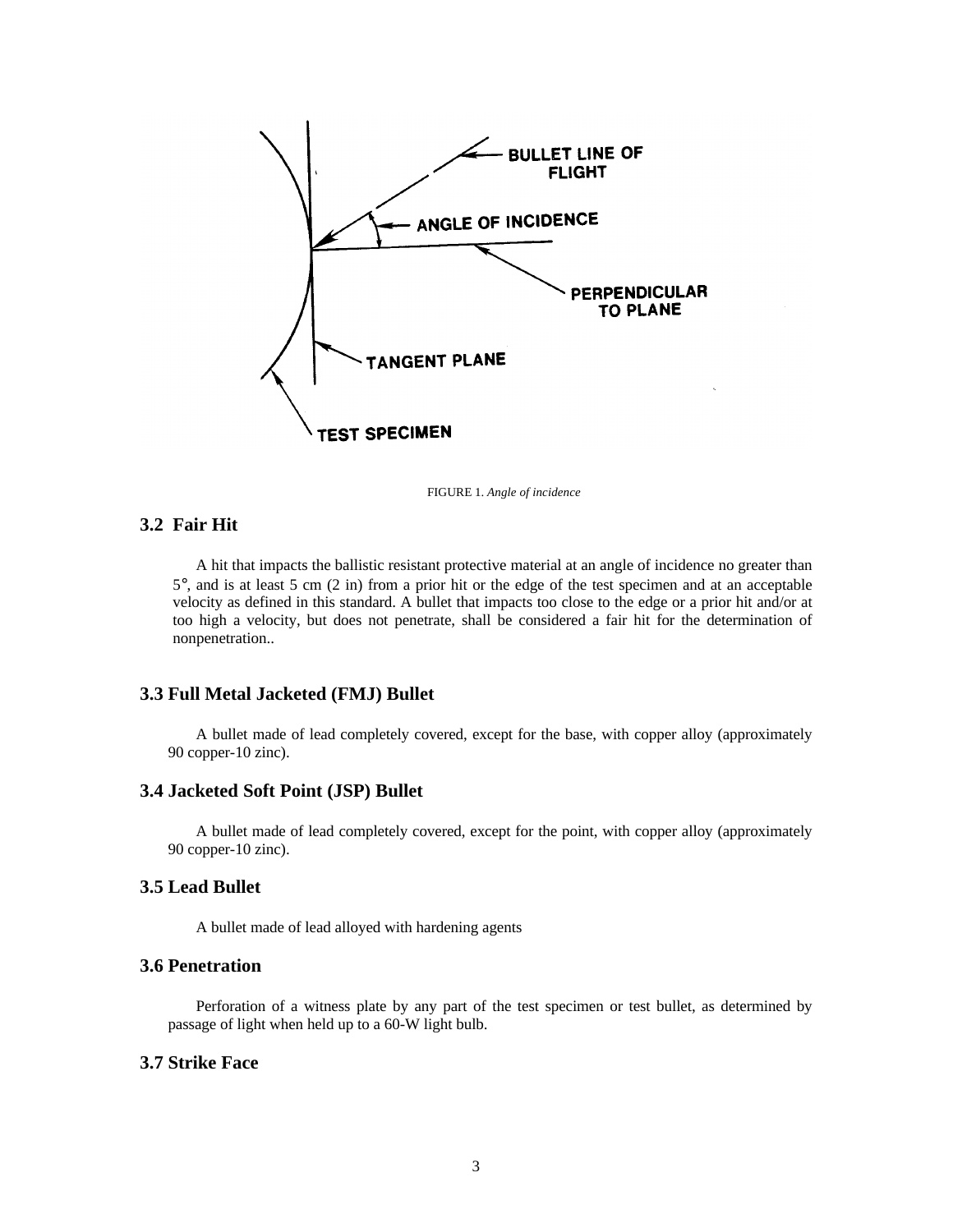FIGURE 1. *Angle of incidence*

### 3.2 Fair Hit

A hit that impacts the ballistic resistant protective material at an angle of incidence no greater than 5°, and is at least 5 cm (2 in) from a prior hit or the edge of the test specimen and at an acceptable velocity as defined in this standard. A bullet that impacts too close to the edge or a prior hit and/or at too high a velocity, but does not penetrate, shall be considered a fair hit for the determination of nonpenetration..

### 3.3 Full Metal Jacketed (FMJ) Bullet

A bullet made of lead completely covered, except for the base, with copper alloy (approximately 90 copper-10 zinc).

### 3.4 Jacketed Soft Point (JSP) Bullet

A bullet made of lead completely covered, except for the point, with copper alloy (approximately 90 copper-10 zinc).

### 3.5 Lead Bullet

A bullet made of lead alloyed with hardening agents

### 3.6 Penetration

Perforation of a witness plate by any part of the test specimen or test bullet, as determined by passage of light when held up to a 60-W light bulb.

### 3.7 Strike Face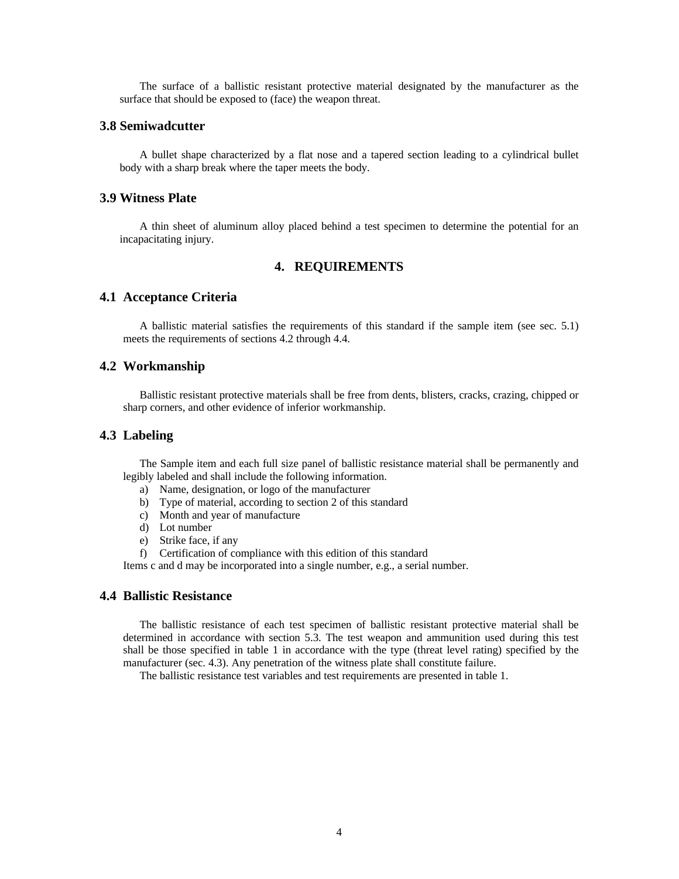The surface of a ballistic resistant protective material designated by the manufacturer as the surface that should be exposed to (face) the weapon threat.

### 3.8 Semiwadcutter

A bullet shape characterized by a flat nose and a tapered section leading to a cylindrical bullet body with a sharp break where the taper meets the body.

### 3.9 Witness Plate

A thin sheet of aluminum alloy placed behind a test specimen to determine the potential for an incapacitating injury.

## 4. REQUIREMENTS

### 4.1 Acceptance Criteria

A ballistic material satisfies the requirements of this standard if the sample item (see sec. 5.1) meets the requirements of sections 4.2 through 4.4.

### 4.2 Workmanship

Ballistic resistant protective materials shall be free from dents, blisters, cracks, crazing, chipped or sharp corners, and other evidence of inferior workmanship.

### 4.3 Labeling

The Sample item and each full size panel of ballistic resistance material shall be permanently and legibly labeled and shall include the following information.

a) Name, designation, or logo of the manufacturer
b) Type of material, according to section 2 of this standard
c) Month and year of manufacture
d) Lot number
e) Strike face, if any
f) Certification of compliance with this edition of this standard

Items c and d may be incorporated into a single number, e.g., a serial number.

### 4.4 Ballistic Resistance

The ballistic resistance of each test specimen of ballistic resistant protective material shall be determined in accordance with section 5.3. The test weapon and ammunition used during this test shall be those specified in table 1 in accordance with the type (threat level rating) specified by the manufacturer (sec. 4.3). Any penetration of the witness plate shall constitute failure.

The ballistic resistance test variables and test requirements are presented in table 1.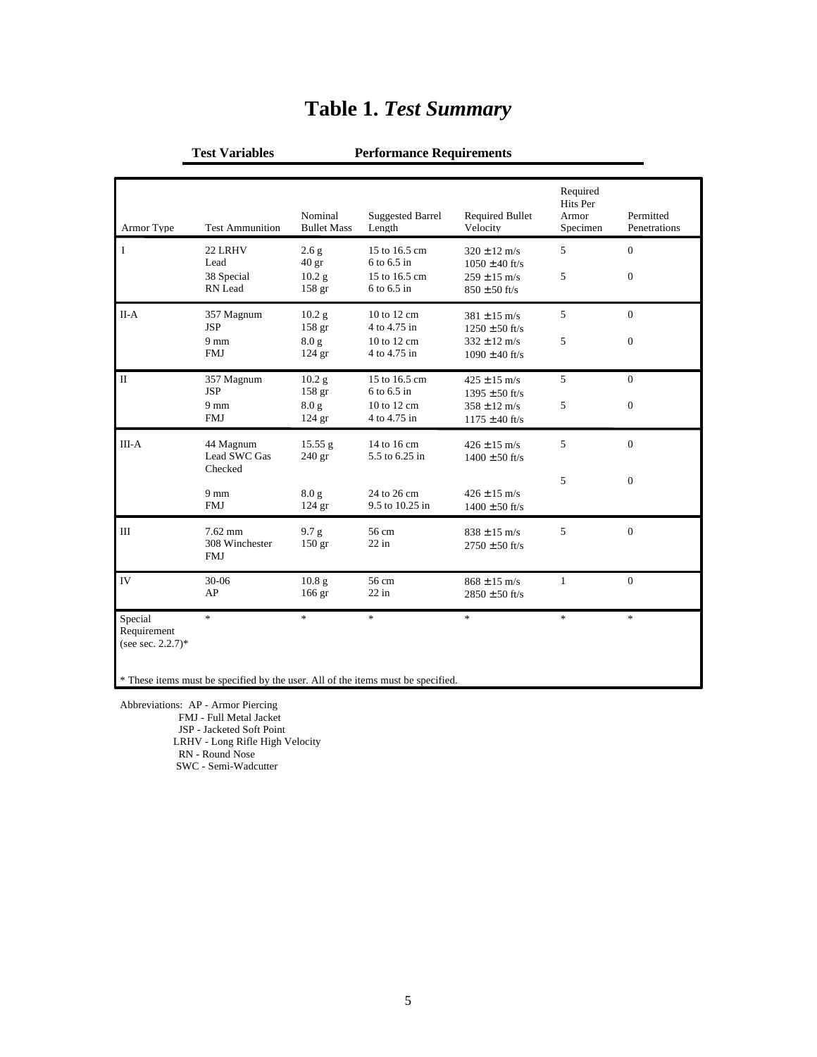# Table 1. *Test Summary*

| | **Test Variables** | | | **Performance Requirements** | | |
|---|---|---|---|---|---|---|
| Armor Type | Test Ammunition | Nominal Bullet Mass | Suggested Barrel Length | Required Bullet Velocity | Required Hits Per Armor Specimen | Permitted Penetrations |
| I | 22 LRHV Lead | 2.6 g 40 gr | 15 to 16.5 cm 6 to 6.5 in | 320 ± 12 m/s 1050 ± 40 ft/s | 5 | 0 |
| | 38 Special RN Lead | 10.2 g 158 gr | 15 to 16.5 cm 6 to 6.5 in | 259 ± 15 m/s 850 ± 50 ft/s | 5 | 0 |
| II-A | 357 Magnum JSP | 10.2 g 158 gr | 10 to 12 cm 4 to 4.75 in | 381 ± 15 m/s 1250 ± 50 ft/s | 5 | 0 |
| | 9 mm FMJ | 8.0 g 124 gr | 10 to 12 cm 4 to 4.75 in | 332 ± 12 m/s 1090 ± 40 ft/s | 5 | 0 |
| II | 357 Magnum JSP | 10.2 g 158 gr | 15 to 16.5 cm 6 to 6.5 in | 425 ± 15 m/s 1395 ± 50 ft/s | 5 | 0 |
| | 9 mm FMJ | 8.0 g 124 gr | 10 to 12 cm 4 to 4.75 in | 358 ± 12 m/s 1175 ± 40 ft/s | 5 | 0 |
| III-A | 44 Magnum Lead SWC Gas Checked | 15.55 g 240 gr | 14 to 16 cm 5.5 to 6.25 in | 426 ± 15 m/s 1400 ± 50 ft/s | 5 | 0 |
| | 9 mm FMJ | 8.0 g 124 gr | 24 to 26 cm 9.5 to 10.25 in | 426 ± 15 m/s 1400 ± 50 ft/s | 5 | 0 |
| III | 7.62 mm 308 Winchester FMJ | 9.7 g 150 gr | 56 cm 22 in | 838 ± 15 m/s 2750 ± 50 ft/s | 5 | 0 |
| IV | 30-06 AP | 10.8 g 166 gr | 56 cm 22 in | 868 ± 15 m/s 2850 ± 50 ft/s | 1 | 0 |
| Special Requirement (see sec. 2.2.7)* | * | * | * | * | * | * |

\* These items must be specified by the user. All of the items must be specified.

Abbreviations:
- AP - Armor Piercing
- FMJ - Full Metal Jacket
- JSP - Jacketed Soft Point
- LRHV - Long Rifle High Velocity
- RN - Round Nose
- SWC - Semi-Wadcutter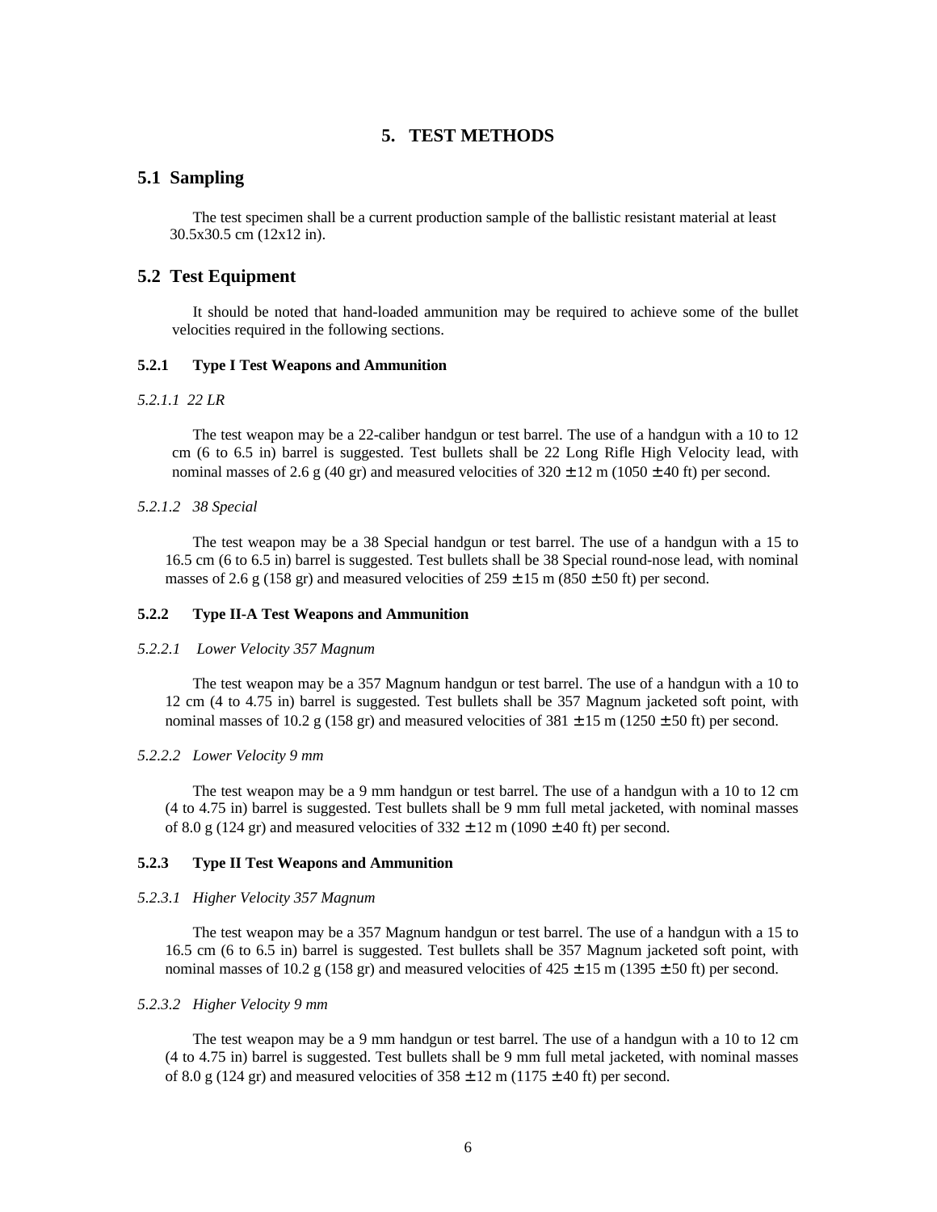# 5. TEST METHODS

## 5.1 Sampling

The test specimen shall be a current production sample of the ballistic resistant material at least 30.5x30.5 cm (12x12 in).

## 5.2 Test Equipment

It should be noted that hand-loaded ammunition may be required to achieve some of the bullet velocities required in the following sections.

### 5.2.1 Type I Test Weapons and Ammunition

*5.2.1.1 22 LR*

The test weapon may be a 22-caliber handgun or test barrel. The use of a handgun with a 10 to 12 cm (6 to 6.5 in) barrel is suggested. Test bullets shall be 22 Long Rifle High Velocity lead, with nominal masses of 2.6 g (40 gr) and measured velocities of 320 ± 12 m (1050 ± 40 ft) per second.

*5.2.1.2 38 Special*

The test weapon may be a 38 Special handgun or test barrel. The use of a handgun with a 15 to 16.5 cm (6 to 6.5 in) barrel is suggested. Test bullets shall be 38 Special round-nose lead, with nominal masses of 2.6 g (158 gr) and measured velocities of 259 ± 15 m (850 ± 50 ft) per second.

### 5.2.2 Type II-A Test Weapons and Ammunition

*5.2.2.1 Lower Velocity 357 Magnum*

The test weapon may be a 357 Magnum handgun or test barrel. The use of a handgun with a 10 to 12 cm (4 to 4.75 in) barrel is suggested. Test bullets shall be 357 Magnum jacketed soft point, with nominal masses of 10.2 g (158 gr) and measured velocities of 381 ± 15 m (1250 ± 50 ft) per second.

*5.2.2.2 Lower Velocity 9 mm*

The test weapon may be a 9 mm handgun or test barrel. The use of a handgun with a 10 to 12 cm (4 to 4.75 in) barrel is suggested. Test bullets shall be 9 mm full metal jacketed, with nominal masses of 8.0 g (124 gr) and measured velocities of 332 ± 12 m (1090 ± 40 ft) per second.

### 5.2.3 Type II Test Weapons and Ammunition

*5.2.3.1 Higher Velocity 357 Magnum*

The test weapon may be a 357 Magnum handgun or test barrel. The use of a handgun with a 15 to 16.5 cm (6 to 6.5 in) barrel is suggested. Test bullets shall be 357 Magnum jacketed soft point, with nominal masses of 10.2 g (158 gr) and measured velocities of 425 ± 15 m (1395 ± 50 ft) per second.

*5.2.3.2 Higher Velocity 9 mm*

The test weapon may be a 9 mm handgun or test barrel. The use of a handgun with a 10 to 12 cm (4 to 4.75 in) barrel is suggested. Test bullets shall be 9 mm full metal jacketed, with nominal masses of 8.0 g (124 gr) and measured velocities of 358 ± 12 m (1175 ± 40 ft) per second.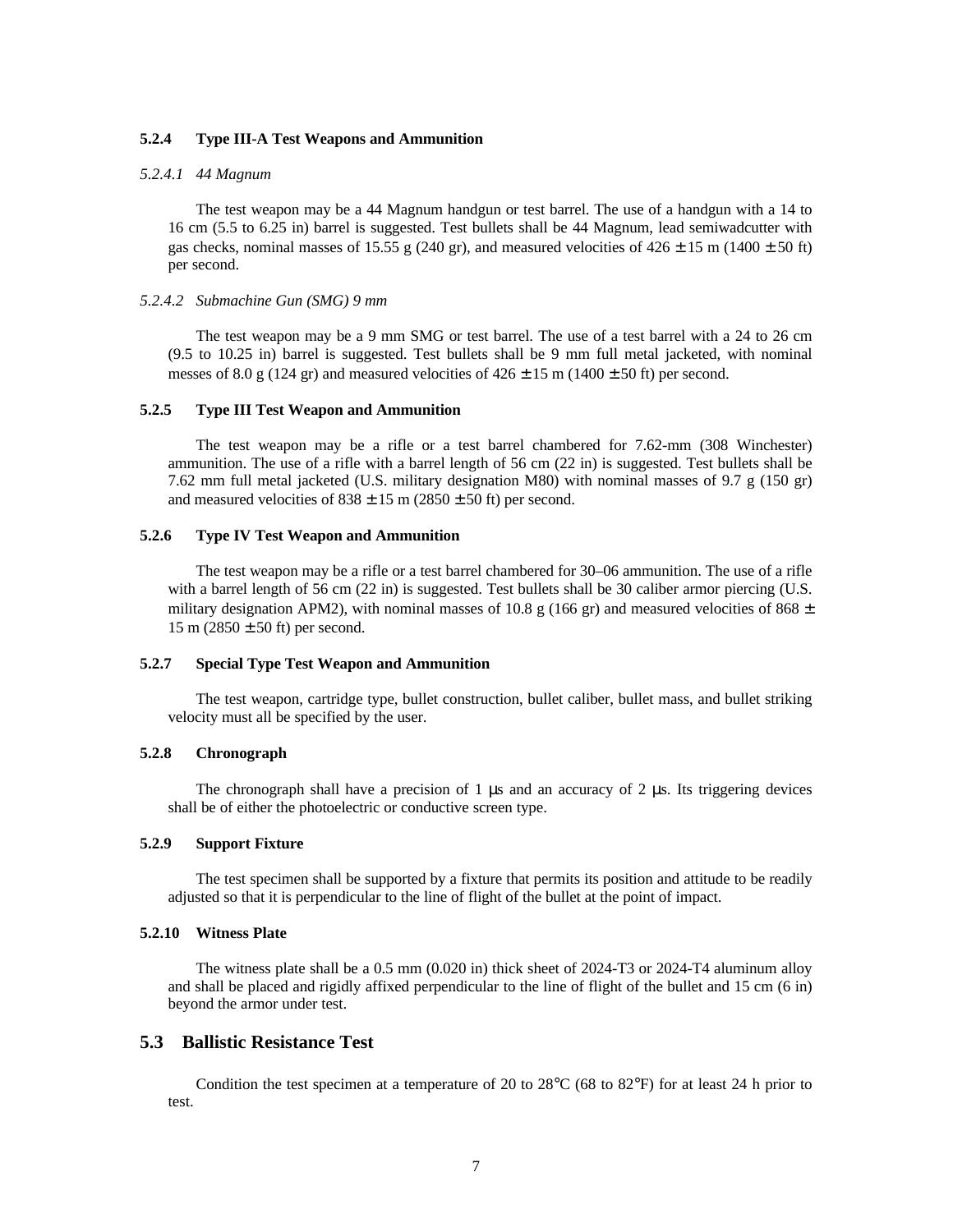#### 5.2.4 Type III-A Test Weapons and Ammunition

*5.2.4.1 44 Magnum*

The test weapon may be a 44 Magnum handgun or test barrel. The use of a handgun with a 14 to 16 cm (5.5 to 6.25 in) barrel is suggested. Test bullets shall be 44 Magnum, lead semiwadcutter with gas checks, nominal masses of 15.55 g (240 gr), and measured velocities of 426 ± 15 m (1400 ± 50 ft) per second.

*5.2.4.2 Submachine Gun (SMG) 9 mm*

The test weapon may be a 9 mm SMG or test barrel. The use of a test barrel with a 24 to 26 cm (9.5 to 10.25 in) barrel is suggested. Test bullets shall be 9 mm full metal jacketed, with nominal messes of 8.0 g (124 gr) and measured velocities of 426 ± 15 m (1400 ± 50 ft) per second.

#### 5.2.5 Type III Test Weapon and Ammunition

The test weapon may be a rifle or a test barrel chambered for 7.62-mm (308 Winchester) ammunition. The use of a rifle with a barrel length of 56 cm (22 in) is suggested. Test bullets shall be 7.62 mm full metal jacketed (U.S. military designation M80) with nominal masses of 9.7 g (150 gr) and measured velocities of 838 ± 15 m (2850 ± 50 ft) per second.

#### 5.2.6 Type IV Test Weapon and Ammunition

The test weapon may be a rifle or a test barrel chambered for 30–06 ammunition. The use of a rifle with a barrel length of 56 cm (22 in) is suggested. Test bullets shall be 30 caliber armor piercing (U.S. military designation APM2), with nominal masses of 10.8 g (166 gr) and measured velocities of 868 ± 15 m (2850 ± 50 ft) per second.

#### 5.2.7 Special Type Test Weapon and Ammunition

The test weapon, cartridge type, bullet construction, bullet caliber, bullet mass, and bullet striking velocity must all be specified by the user.

#### 5.2.8 Chronograph

The chronograph shall have a precision of 1 µs and an accuracy of 2 µs. Its triggering devices shall be of either the photoelectric or conductive screen type.

#### 5.2.9 Support Fixture

The test specimen shall be supported by a fixture that permits its position and attitude to be readily adjusted so that it is perpendicular to the line of flight of the bullet at the point of impact.

#### 5.2.10 Witness Plate

The witness plate shall be a 0.5 mm (0.020 in) thick sheet of 2024-T3 or 2024-T4 aluminum alloy and shall be placed and rigidly affixed perpendicular to the line of flight of the bullet and 15 cm (6 in) beyond the armor under test.

## 5.3 Ballistic Resistance Test

Condition the test specimen at a temperature of 20 to 28°C (68 to 82°F) for at least 24 h prior to test.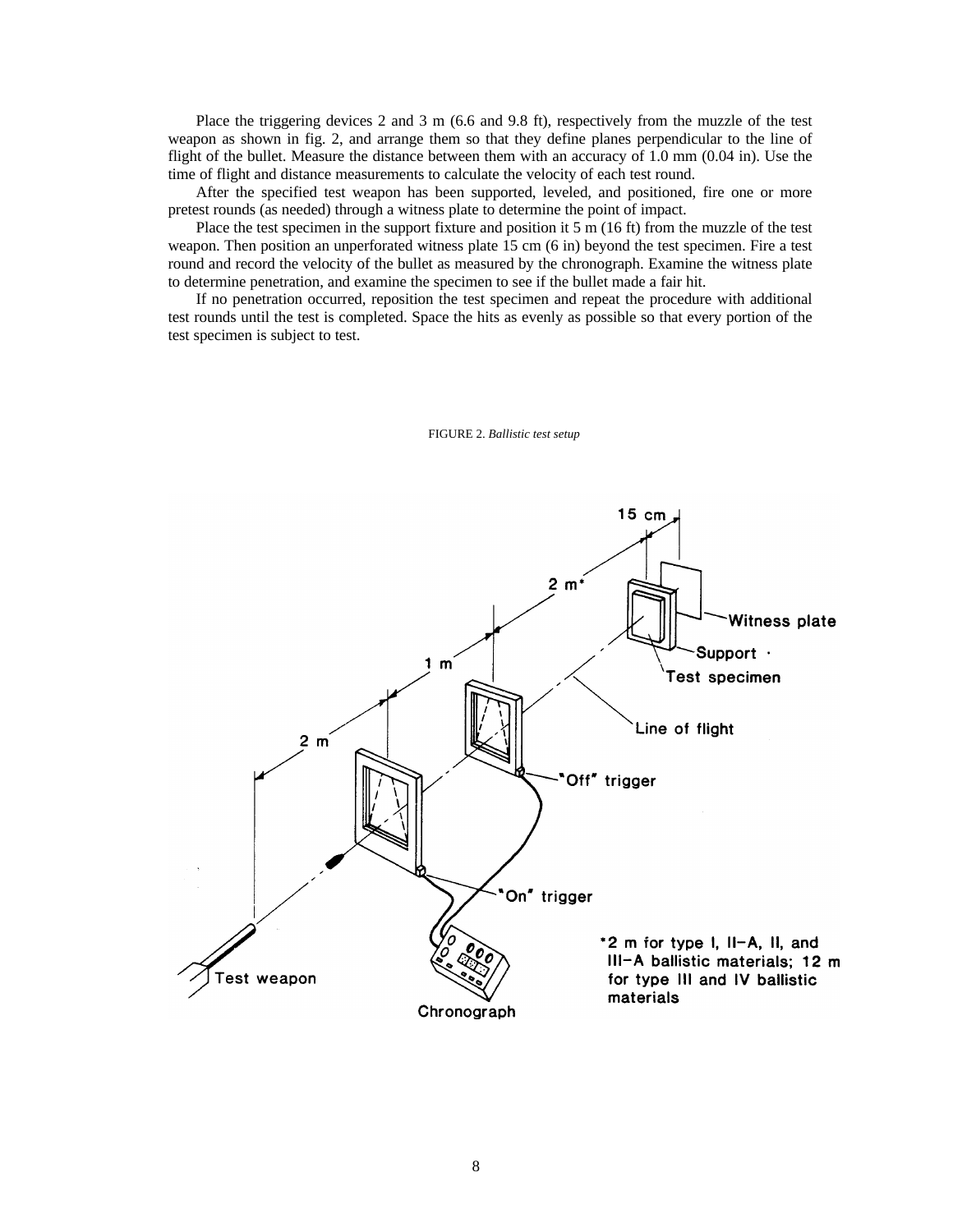Place the triggering devices 2 and 3 m (6.6 and 9.8 ft), respectively from the muzzle of the test weapon as shown in fig. 2, and arrange them so that they define planes perpendicular to the line of flight of the bullet. Measure the distance between them with an accuracy of 1.0 mm (0.04 in). Use the time of flight and distance measurements to calculate the velocity of each test round.

After the specified test weapon has been supported, leveled, and positioned, fire one or more pretest rounds (as needed) through a witness plate to determine the point of impact.

Place the test specimen in the support fixture and position it 5 m (16 ft) from the muzzle of the test weapon. Then position an unperforated witness plate 15 cm (6 in) beyond the test specimen. Fire a test round and record the velocity of the bullet as measured by the chronograph. Examine the witness plate to determine penetration, and examine the specimen to see if the bullet made a fair hit.

If no penetration occurred, reposition the test specimen and repeat the procedure with additional test rounds until the test is completed. Space the hits as evenly as possible so that every portion of the test specimen is subject to test.

FIGURE 2. *Ballistic test setup*

15 cm

2 m*

1 m

2 m

Witness plate

Support

Test specimen

Line of flight

"Off" trigger

"On" trigger

Test weapon

Chronograph

*2 m for type I, II-A, II, and III-A ballistic materials; 12 m for type III and IV ballistic materials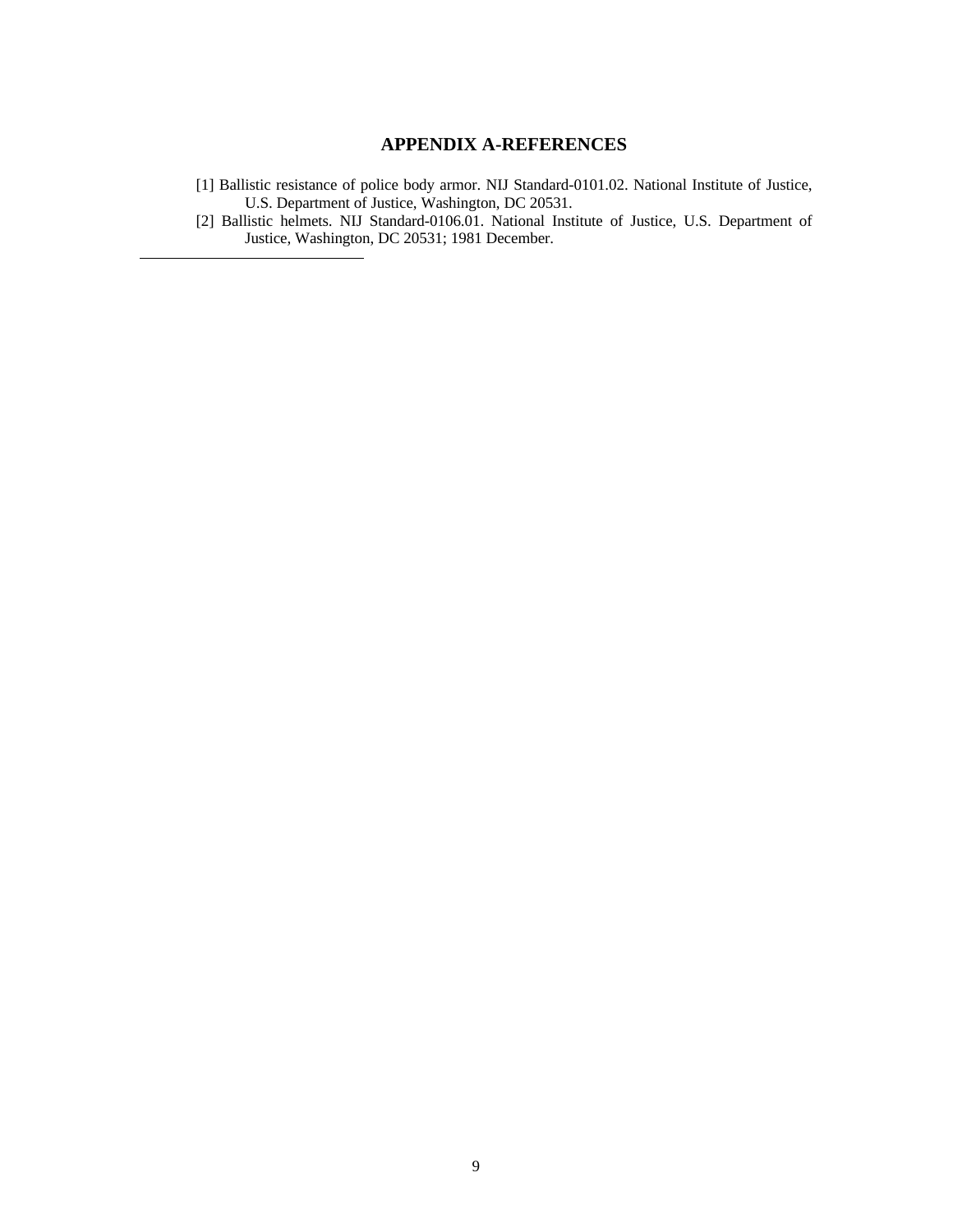## APPENDIX A-REFERENCES

[1] Ballistic resistance of police body armor. NIJ Standard-0101.02. National Institute of Justice, U.S. Department of Justice, Washington, DC 20531.

[2] Ballistic helmets. NIJ Standard-0106.01. National Institute of Justice, U.S. Department of Justice, Washington, DC 20531; 1981 December.